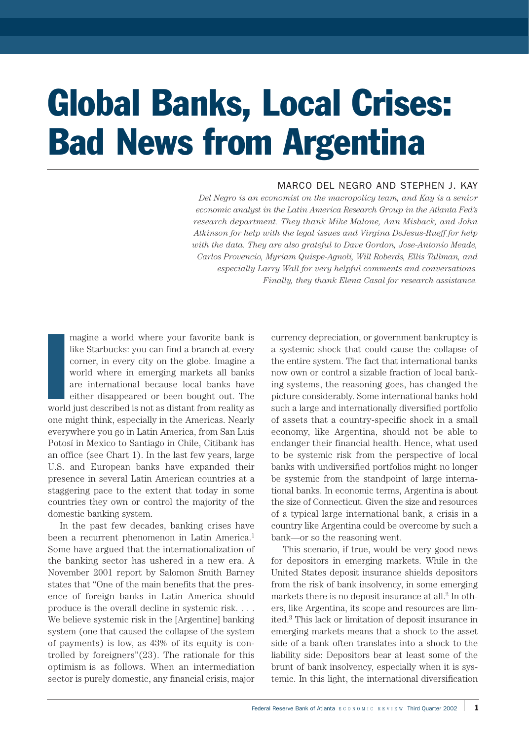# Global Banks, Local Crises: Bad News from Argentina

MARCO DEL NEGRO AND STEPHEN J. KAY

*Del Negro is an economist on the macropolicy team, and Kay is a senior economic analyst in the Latin America Research Group in the Atlanta Fed's research department. They thank Mike Malone, Ann Misback, and John Atkinson for help with the legal issues and Virgina DeJesus-Rueff for help with the data. They are also grateful to Dave Gordon, Jose-Antonio Meade, Carlos Provencio, Myriam Quispe-Agnoli, Will Roberds, Ellis Tallman, and especially Larry Wall for very helpful comments and conversations. Finally, they thank Elena Casal for research assistance.*

Imagine a world where your favorite bank is like Starbucks: you can find a branch at every corner, in every city on the globe. Imagine a world where in emerging markets all banks are international because local banks have either disappeared or been bought out. The world just described is not as distant from reality as one might think, especially in the Americas. Nearly everywhere you go in Latin America, from San Luis Potosí in Mexico to Santiago in Chile, Citibank has an office (see Chart 1). In the last few years, large U.S. and European banks have expanded their presence in several Latin American countries at a staggering pace to the extent that today in some countries they own or control the majority of the domestic banking system.

In the past few decades, banking crises have been a recurrent phenomenon in Latin America.[1] Some have argued that the internationalization of the banking sector has ushered in a new era. A November 2001 report by Salomon Smith Barney states that "One of the main benefits that the presence of foreign banks in Latin America should produce is the overall decline in systemic risk. . . . We believe systemic risk in the [Argentine] banking system (one that caused the collapse of the system of payments) is low, as 43% of its equity is controlled by foreigners"(23). The rationale for this optimism is as follows. When an intermediation sector is purely domestic, any financial crisis, major currency depreciation, or government bankruptcy is a systemic shock that could cause the collapse of the entire system. The fact that international banks now own or control a sizable fraction of local banking systems, the reasoning goes, has changed the picture considerably. Some international banks hold such a large and internationally diversified portfolio of assets that a country-specific shock in a small economy, like Argentina, should not be able to endanger their financial health. Hence, what used to be systemic risk from the perspective of local banks with undiversified portfolios might no longer be systemic from the standpoint of large international banks. In economic terms, Argentina is about the size of Connecticut. Given the size and resources of a typical large international bank, a crisis in a country like Argentina could be overcome by such a bank—or so the reasoning went.

This scenario, if true, would be very good news for depositors in emerging markets. While in the United States deposit insurance shields depositors from the risk of bank insolvency, in some emerging markets there is no deposit insurance at all.[2] In others, like Argentina, its scope and resources are limited.[3] This lack or limitation of deposit insurance in emerging markets means that a shock to the asset side of a bank often translates into a shock to the liability side: Depositors bear at least some of the brunt of bank insolvency, especially when it is systemic. In this light, the international diversification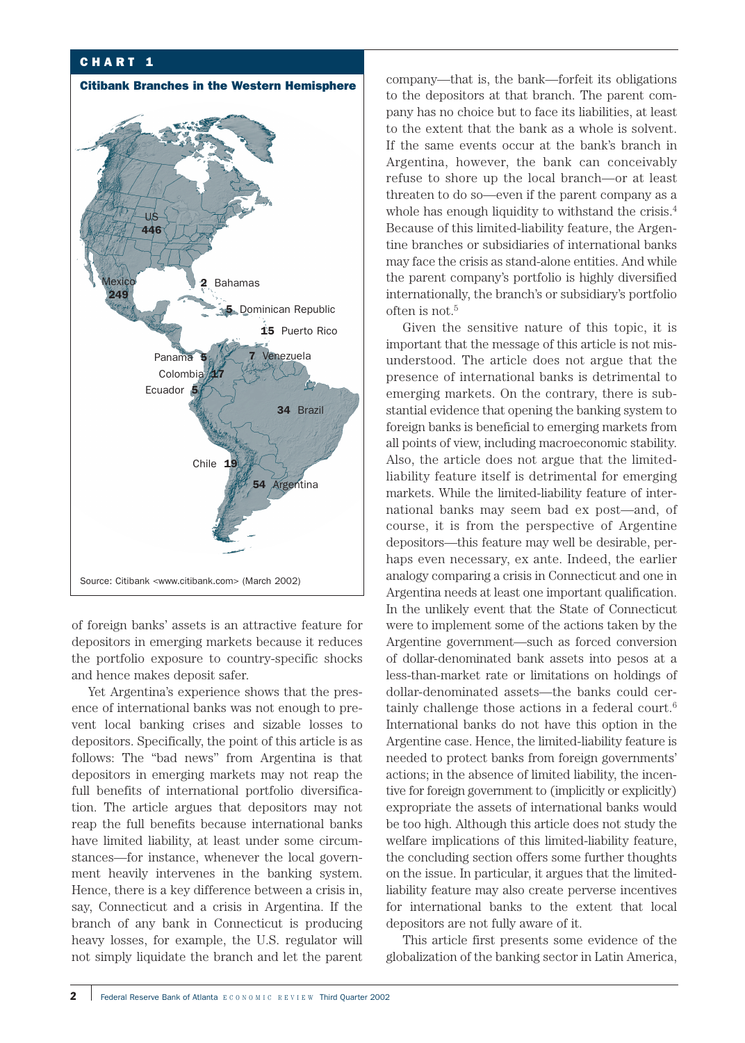**CHART 1**

**Citibank Branches in the Western Hemisphere**

US 446, Mexico 249, Bahamas 2, Dominican Republic 5, Puerto Rico 15, Panama 5, Venezuela 7, Colombia 17, Ecuador 5, Brazil 34, Chile 19, Argentina 54

Source: Citibank <www.citibank.com> (March 2002)

of foreign banks' assets is an attractive feature for depositors in emerging markets because it reduces the portfolio exposure to country-specific shocks and hence makes deposit safer.

Yet Argentina's experience shows that the presence of international banks was not enough to prevent local banking crises and sizable losses to depositors. Specifically, the point of this article is as follows: The "bad news" from Argentina is that depositors in emerging markets may not reap the full benefits of international portfolio diversification. The article argues that depositors may not reap the full benefits because international banks have limited liability, at least under some circumstances—for instance, whenever the local government heavily intervenes in the banking system. Hence, there is a key difference between a crisis in, say, Connecticut and a crisis in Argentina. If the branch of any bank in Connecticut is producing heavy losses, for example, the U.S. regulator will not simply liquidate the branch and let the parent company—that is, the bank—forfeit its obligations to the depositors at that branch. The parent company has no choice but to face its liabilities, at least to the extent that the bank as a whole is solvent. If the same events occur at the bank's branch in Argentina, however, the bank can conceivably refuse to shore up the local branch—or at least threaten to do so—even if the parent company as a whole has enough liquidity to withstand the crisis.[4] Because of this limited-liability feature, the Argentine branches or subsidiaries of international banks may face the crisis as stand-alone entities. And while the parent company's portfolio is highly diversified internationally, the branch's or subsidiary's portfolio often is not.[5]

Given the sensitive nature of this topic, it is important that the message of this article is not misunderstood. The article does not argue that the presence of international banks is detrimental to emerging markets. On the contrary, there is substantial evidence that opening the banking system to foreign banks is beneficial to emerging markets from all points of view, including macroeconomic stability. Also, the article does not argue that the limited-liability feature itself is detrimental for emerging markets. While the limited-liability feature of international banks may seem bad ex post—and, of course, it is from the perspective of Argentine depositors—this feature may well be desirable, perhaps even necessary, ex ante. Indeed, the earlier analogy comparing a crisis in Connecticut and one in Argentina needs at least one important qualification. In the unlikely event that the State of Connecticut were to implement some of the actions taken by the Argentine government—such as forced conversion of dollar-denominated bank assets into pesos at a less-than-market rate or limitations on holdings of dollar-denominated assets—the banks could certainly challenge those actions in a federal court.[6] International banks do not have this option in the Argentine case. Hence, the limited-liability feature is needed to protect banks from foreign governments' actions; in the absence of limited liability, the incentive for foreign government to (implicitly or explicitly) expropriate the assets of international banks would be too high. Although this article does not study the welfare implications of this limited-liability feature, the concluding section offers some further thoughts on the issue. In particular, it argues that the limited-liability feature may also create perverse incentives for international banks to the extent that local depositors are not fully aware of it.

This article first presents some evidence of the globalization of the banking sector in Latin America,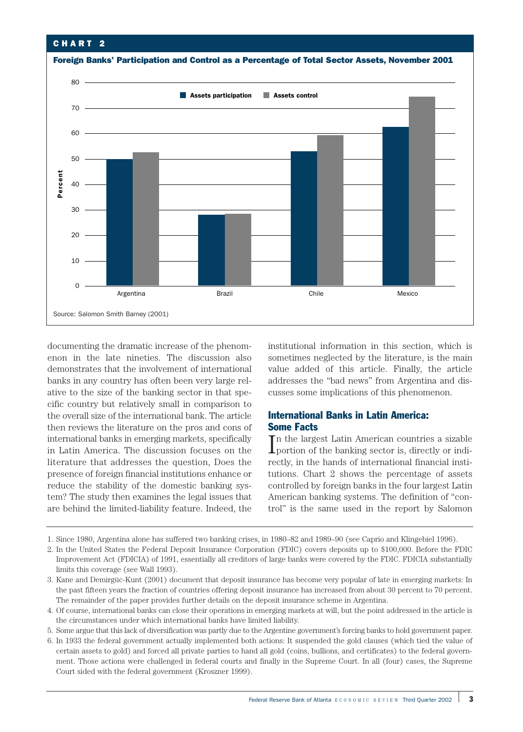**CHART 2**

**Foreign Banks' Participation and Control as a Percentage of Total Sector Assets, November 2001**

Source: Salomon Smith Barney (2001)

documenting the dramatic increase of the phenomenon in the late nineties. The discussion also demonstrates that the involvement of international banks in any country has often been very large relative to the size of the banking sector in that specific country but relatively small in comparison to the overall size of the international bank. The article then reviews the literature on the pros and cons of international banks in emerging markets, specifically in Latin America. The discussion focuses on the literature that addresses the question, Does the presence of foreign financial institutions enhance or reduce the stability of the domestic banking system? The study then examines the legal issues that are behind the limited-liability feature. Indeed, the institutional information in this section, which is sometimes neglected by the literature, is the main value added of this article. Finally, the article addresses the "bad news" from Argentina and discusses some implications of this phenomenon.

## International Banks in Latin America: Some Facts

In the largest Latin American countries a sizable portion of the banking sector is, directly or indirectly, in the hands of international financial institutions. Chart 2 shows the percentage of assets controlled by foreign banks in the four largest Latin American banking systems. The definition of "control" is the same used in the report by Salomon

---

1. Since 1980, Argentina alone has suffered two banking crises, in 1980–82 and 1989–90 (see Caprio and Klingebiel 1996).
2. In the United States the Federal Deposit Insurance Corporation (FDIC) covers deposits up to $100,000. Before the FDIC Improvement Act (FDICIA) of 1991, essentially all creditors of large banks were covered by the FDIC. FDICIA substantially limits this coverage (see Wall 1993).
3. Kane and Demirgüc-Kunt (2001) document that deposit insurance has become very popular of late in emerging markets: In the past fifteen years the fraction of countries offering deposit insurance has increased from about 30 percent to 70 percent. The remainder of the paper provides further details on the deposit insurance scheme in Argentina.
4. Of course, international banks can close their operations in emerging markets at will, but the point addressed in the article is the circumstances under which international banks have limited liability.
5. Some argue that this lack of diversification was partly due to the Argentine government's forcing banks to hold government paper.
6. In 1933 the federal government actually implemented both actions: It suspended the gold clauses (which tied the value of certain assets to gold) and forced all private parties to hand all gold (coins, bullions, and certificates) to the federal government. Those actions were challenged in federal courts and finally in the Supreme Court. In all (four) cases, the Supreme Court sided with the federal government (Kroszner 1999).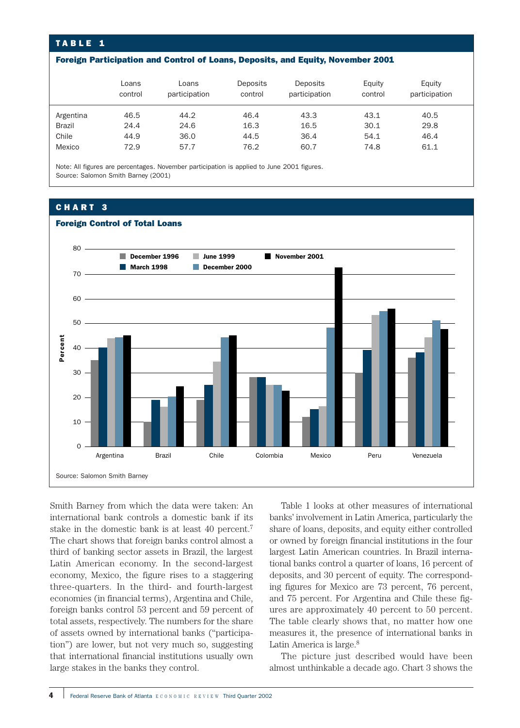**TABLE 1**

**Foreign Participation and Control of Loans, Deposits, and Equity, November 2001**

| | Loans control | Loans participation | Deposits control | Deposits participation | Equity control | Equity participation |
|---|---|---|---|---|---|---|
| Argentina | 46.5 | 44.2 | 46.4 | 43.3 | 43.1 | 40.5 |
| Brazil | 24.4 | 24.6 | 16.3 | 16.5 | 30.1 | 29.8 |
| Chile | 44.9 | 36.0 | 44.5 | 36.4 | 54.1 | 46.4 |
| Mexico | 72.9 | 57.7 | 76.2 | 60.7 | 74.8 | 61.1 |

Note: All figures are percentages. November participation is applied to June 2001 figures.
Source: Salomon Smith Barney (2001)

**CHART 3**

**Foreign Control of Total Loans**

Source: Salomon Smith Barney

Smith Barney from which the data were taken: An international bank controls a domestic bank if its stake in the domestic bank is at least 40 percent.[7] The chart shows that foreign banks control almost a third of banking sector assets in Brazil, the largest Latin American economy. In the second-largest economy, Mexico, the figure rises to a staggering three-quarters. In the third- and fourth-largest economies (in financial terms), Argentina and Chile, foreign banks control 53 percent and 59 percent of total assets, respectively. The numbers for the share of assets owned by international banks ("participation") are lower, but not very much so, suggesting that international financial institutions usually own large stakes in the banks they control.

Table 1 looks at other measures of international banks' involvement in Latin America, particularly the share of loans, deposits, and equity either controlled or owned by foreign financial institutions in the four largest Latin American countries. In Brazil international banks control a quarter of loans, 16 percent of deposits, and 30 percent of equity. The corresponding figures for Mexico are 73 percent, 76 percent, and 75 percent. For Argentina and Chile these figures are approximately 40 percent to 50 percent. The table clearly shows that, no matter how one measures it, the presence of international banks in Latin America is large.[8]

The picture just described would have been almost unthinkable a decade ago. Chart 3 shows the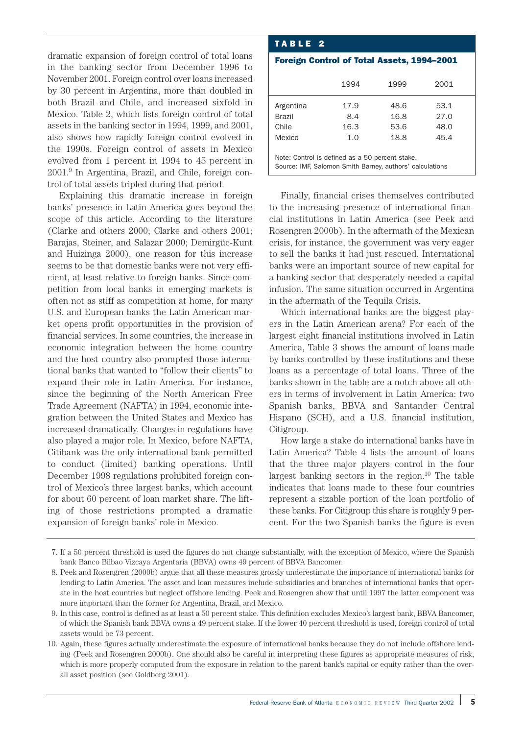dramatic expansion of foreign control of total loans in the banking sector from December 1996 to November 2001. Foreign control over loans increased by 30 percent in Argentina, more than doubled in both Brazil and Chile, and increased sixfold in Mexico. Table 2, which lists foreign control of total assets in the banking sector in 1994, 1999, and 2001, also shows how rapidly foreign control evolved in the 1990s. Foreign control of assets in Mexico evolved from 1 percent in 1994 to 45 percent in 2001.[9] In Argentina, Brazil, and Chile, foreign control of total assets tripled during that period.

Explaining this dramatic increase in foreign banks' presence in Latin America goes beyond the scope of this article. According to the literature (Clarke and others 2000; Clarke and others 2001; Barajas, Steiner, and Salazar 2000; Demirgüc-Kunt and Huizinga 2000), one reason for this increase seems to be that domestic banks were not very efficient, at least relative to foreign banks. Since competition from local banks in emerging markets is often not as stiff as competition at home, for many U.S. and European banks the Latin American market opens profit opportunities in the provision of financial services. In some countries, the increase in economic integration between the home country and the host country also prompted those international banks that wanted to "follow their clients" to expand their role in Latin America. For instance, since the beginning of the North American Free Trade Agreement (NAFTA) in 1994, economic integration between the United States and Mexico has increased dramatically. Changes in regulations have also played a major role. In Mexico, before NAFTA, Citibank was the only international bank permitted to conduct (limited) banking operations. Until December 1998 regulations prohibited foreign control of Mexico's three largest banks, which account for about 60 percent of loan market share. The lifting of those restrictions prompted a dramatic expansion of foreign banks' role in Mexico.

**TABLE 2**

**Foreign Control of Total Assets, 1994–2001**

| | 1994 | 1999 | 2001 |
|---|---|---|---|
| Argentina | 17.9 | 48.6 | 53.1 |
| Brazil | 8.4 | 16.8 | 27.0 |
| Chile | 16.3 | 53.6 | 48.0 |
| Mexico | 1.0 | 18.8 | 45.4 |

Note: Control is defined as a 50 percent stake.
Source: IMF, Salomon Smith Barney, authors' calculations

Finally, financial crises themselves contributed to the increasing presence of international financial institutions in Latin America (see Peek and Rosengren 2000b). In the aftermath of the Mexican crisis, for instance, the government was very eager to sell the banks it had just rescued. International banks were an important source of new capital for a banking sector that desperately needed a capital infusion. The same situation occurred in Argentina in the aftermath of the Tequila Crisis.

Which international banks are the biggest players in the Latin American arena? For each of the largest eight financial institutions involved in Latin America, Table 3 shows the amount of loans made by banks controlled by these institutions and these loans as a percentage of total loans. Three of the banks shown in the table are a notch above all others in terms of involvement in Latin America: two Spanish banks, BBVA and Santander Central Hispano (SCH), and a U.S. financial institution, Citigroup.

How large a stake do international banks have in Latin America? Table 4 lists the amount of loans that the three major players control in the four largest banking sectors in the region.[10] The table indicates that loans made to these four countries represent a sizable portion of the loan portfolio of these banks. For Citigroup this share is roughly 9 percent. For the two Spanish banks the figure is even

7. If a 50 percent threshold is used the figures do not change substantially, with the exception of Mexico, where the Spanish bank Banco Bilbao Vizcaya Argentaria (BBVA) owns 49 percent of BBVA Bancomer.

8. Peek and Rosengren (2000b) argue that all these measures grossly underestimate the importance of international banks for lending to Latin America. The asset and loan measures include subsidiaries and branches of international banks that operate in the host countries but neglect offshore lending. Peek and Rosengren show that until 1997 the latter component was more important than the former for Argentina, Brazil, and Mexico.

9. In this case, control is defined as at least a 50 percent stake. This definition excludes Mexico's largest bank, BBVA Bancomer, of which the Spanish bank BBVA owns a 49 percent stake. If the lower 40 percent threshold is used, foreign control of total assets would be 73 percent.

10. Again, these figures actually underestimate the exposure of international banks because they do not include offshore lending (Peek and Rosengren 2000b). One should also be careful in interpreting these figures as appropriate measures of risk, which is more properly computed from the exposure in relation to the parent bank's capital or equity rather than the overall asset position (see Goldberg 2001).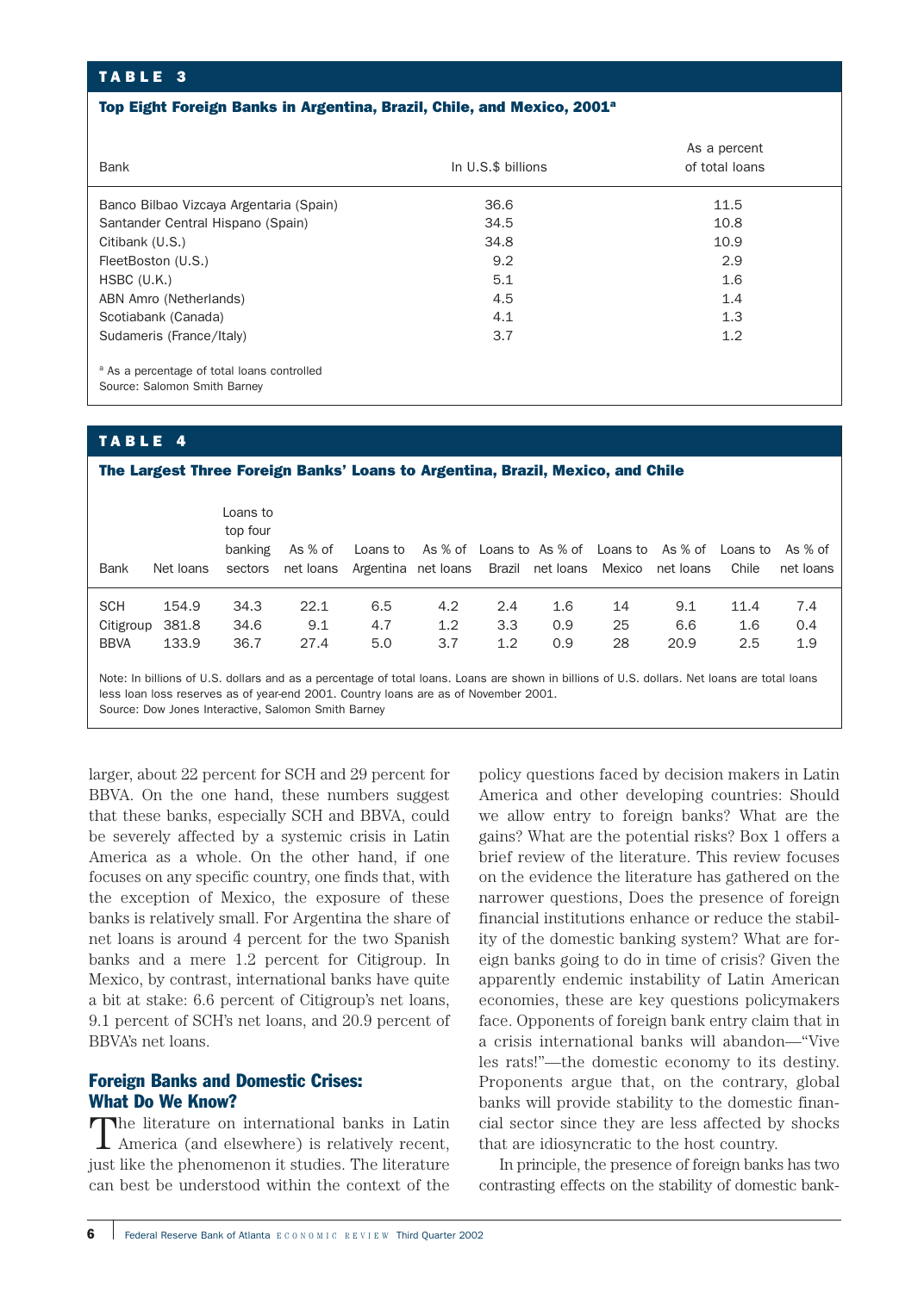**TABLE 3**

**Top Eight Foreign Banks in Argentina, Brazil, Chile, and Mexico, 2001[a]**

| Bank | In U.S.$ billions | As a percent of total loans |
|---|---|---|
| Banco Bilbao Vizcaya Argentaria (Spain) | 36.6 | 11.5 |
| Santander Central Hispano (Spain) | 34.5 | 10.8 |
| Citibank (U.S.) | 34.8 | 10.9 |
| FleetBoston (U.S.) | 9.2 | 2.9 |
| HSBC (U.K.) | 5.1 | 1.6 |
| ABN Amro (Netherlands) | 4.5 | 1.4 |
| Scotiabank (Canada) | 4.1 | 1.3 |
| Sudameris (France/Italy) | 3.7 | 1.2 |

[a] As a percentage of total loans controlled
Source: Salomon Smith Barney

**TABLE 4**

**The Largest Three Foreign Banks' Loans to Argentina, Brazil, Mexico, and Chile**

| Bank | Net loans | Loans to top four banking sectors | As % of net loans | Loans to Argentina | As % of net loans | Loans to Brazil | As % of net loans | Loans to Mexico | As % of net loans | Loans to Chile | As % of net loans |
|---|---|---|---|---|---|---|---|---|---|---|---|
| SCH | 154.9 | 34.3 | 22.1 | 6.5 | 4.2 | 2.4 | 1.6 | 14 | 9.1 | 11.4 | 7.4 |
| Citigroup | 381.8 | 34.6 | 9.1 | 4.7 | 1.2 | 3.3 | 0.9 | 25 | 6.6 | 1.6 | 0.4 |
| BBVA | 133.9 | 36.7 | 27.4 | 5.0 | 3.7 | 1.2 | 0.9 | 28 | 20.9 | 2.5 | 1.9 |

Note: In billions of U.S. dollars and as a percentage of total loans. Loans are shown in billions of U.S. dollars. Net loans are total loans less loan loss reserves as of year-end 2001. Country loans are as of November 2001.
Source: Dow Jones Interactive, Salomon Smith Barney

larger, about 22 percent for SCH and 29 percent for BBVA. On the one hand, these numbers suggest that these banks, especially SCH and BBVA, could be severely affected by a systemic crisis in Latin America as a whole. On the other hand, if one focuses on any specific country, one finds that, with the exception of Mexico, the exposure of these banks is relatively small. For Argentina the share of net loans is around 4 percent for the two Spanish banks and a mere 1.2 percent for Citigroup. In Mexico, by contrast, international banks have quite a bit at stake: 6.6 percent of Citigroup's net loans, 9.1 percent of SCH's net loans, and 20.9 percent of BBVA's net loans.

## Foreign Banks and Domestic Crises: What Do We Know?

The literature on international banks in Latin America (and elsewhere) is relatively recent, just like the phenomenon it studies. The literature can best be understood within the context of the policy questions faced by decision makers in Latin America and other developing countries: Should we allow entry to foreign banks? What are the gains? What are the potential risks? Box 1 offers a brief review of the literature. This review focuses on the evidence the literature has gathered on the narrower questions, Does the presence of foreign financial institutions enhance or reduce the stability of the domestic banking system? What are foreign banks going to do in time of crisis? Given the apparently endemic instability of Latin American economies, these are key questions policymakers face. Opponents of foreign bank entry claim that in a crisis international banks will abandon—"Vive les rats!"—the domestic economy to its destiny. Proponents argue that, on the contrary, global banks will provide stability to the domestic financial sector since they are less affected by shocks that are idiosyncratic to the host country.

In principle, the presence of foreign banks has two contrasting effects on the stability of domestic bank-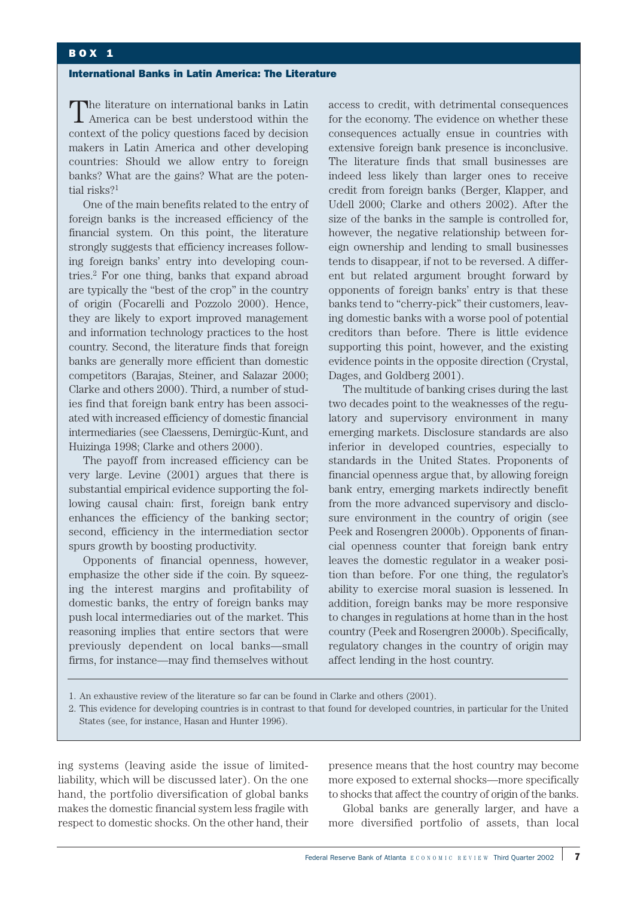## BOX 1

### International Banks in Latin America: The Literature

The literature on international banks in Latin America can be best understood within the context of the policy questions faced by decision makers in Latin America and other developing countries: Should we allow entry to foreign banks? What are the gains? What are the potential risks?[1]

One of the main benefits related to the entry of foreign banks is the increased efficiency of the financial system. On this point, the literature strongly suggests that efficiency increases following foreign banks' entry into developing countries.[2] For one thing, banks that expand abroad are typically the "best of the crop" in the country of origin (Focarelli and Pozzolo 2000). Hence, they are likely to export improved management and information technology practices to the host country. Second, the literature finds that foreign banks are generally more efficient than domestic competitors (Barajas, Steiner, and Salazar 2000; Clarke and others 2000). Third, a number of studies find that foreign bank entry has been associated with increased efficiency of domestic financial intermediaries (see Claessens, Demirgüc-Kunt, and Huizinga 1998; Clarke and others 2000).

The payoff from increased efficiency can be very large. Levine (2001) argues that there is substantial empirical evidence supporting the following causal chain: first, foreign bank entry enhances the efficiency of the banking sector; second, efficiency in the intermediation sector spurs growth by boosting productivity.

Opponents of financial openness, however, emphasize the other side if the coin. By squeezing the interest margins and profitability of domestic banks, the entry of foreign banks may push local intermediaries out of the market. This reasoning implies that entire sectors that were previously dependent on local banks—small firms, for instance—may find themselves without access to credit, with detrimental consequences for the economy. The evidence on whether these consequences actually ensue in countries with extensive foreign bank presence is inconclusive. The literature finds that small businesses are indeed less likely than larger ones to receive credit from foreign banks (Berger, Klapper, and Udell 2000; Clarke and others 2002). After the size of the banks in the sample is controlled for, however, the negative relationship between foreign ownership and lending to small businesses tends to disappear, if not to be reversed. A different but related argument brought forward by opponents of foreign banks' entry is that these banks tend to "cherry-pick" their customers, leaving domestic banks with a worse pool of potential creditors than before. There is little evidence supporting this point, however, and the existing evidence points in the opposite direction (Crystal, Dages, and Goldberg 2001).

The multitude of banking crises during the last two decades point to the weaknesses of the regulatory and supervisory environment in many emerging markets. Disclosure standards are also inferior in developed countries, especially to standards in the United States. Proponents of financial openness argue that, by allowing foreign bank entry, emerging markets indirectly benefit from the more advanced supervisory and disclosure environment in the country of origin (see Peek and Rosengren 2000b). Opponents of financial openness counter that foreign bank entry leaves the domestic regulator in a weaker position than before. For one thing, the regulator's ability to exercise moral suasion is lessened. In addition, foreign banks may be more responsive to changes in regulations at home than in the host country (Peek and Rosengren 2000b). Specifically, regulatory changes in the country of origin may affect lending in the host country.

1. An exhaustive review of the literature so far can be found in Clarke and others (2001).
2. This evidence for developing countries is in contrast to that found for developed countries, in particular for the United States (see, for instance, Hasan and Hunter 1996).

---

ing systems (leaving aside the issue of limited-liability, which will be discussed later). On the one hand, the portfolio diversification of global banks makes the domestic financial system less fragile with respect to domestic shocks. On the other hand, their presence means that the host country may become more exposed to external shocks—more specifically to shocks that affect the country of origin of the banks.

Global banks are generally larger, and have a more diversified portfolio of assets, than local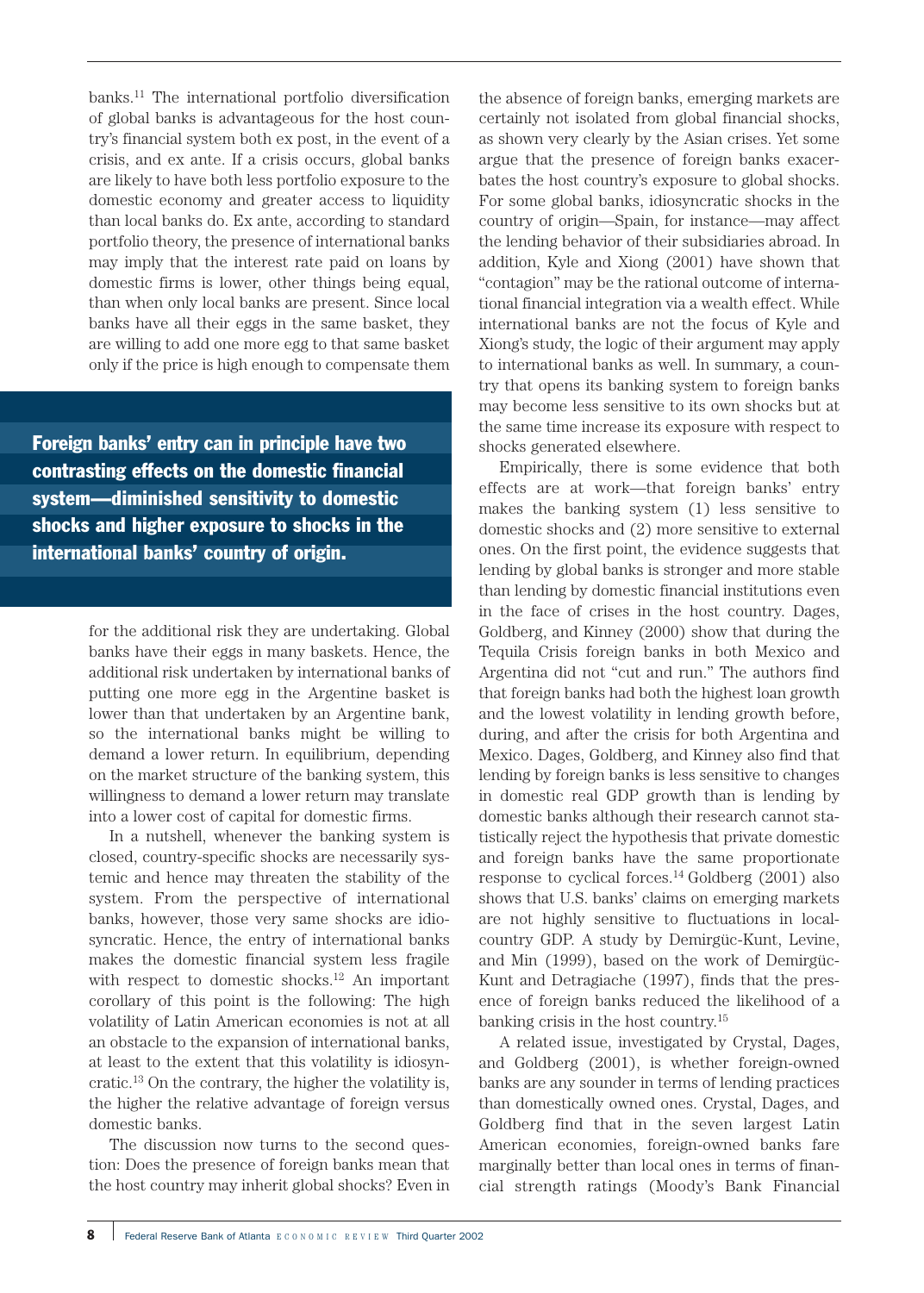banks.[11] The international portfolio diversification of global banks is advantageous for the host country's financial system both ex post, in the event of a crisis, and ex ante. If a crisis occurs, global banks are likely to have both less portfolio exposure to the domestic economy and greater access to liquidity than local banks do. Ex ante, according to standard portfolio theory, the presence of international banks may imply that the interest rate paid on loans by domestic firms is lower, other things being equal, than when only local banks are present. Since local banks have all their eggs in the same basket, they are willing to add one more egg to that same basket only if the price is high enough to compensate them for the additional risk they are undertaking. Global banks have their eggs in many baskets. Hence, the additional risk undertaken by international banks of putting one more egg in the Argentine basket is lower than that undertaken by an Argentine bank, so the international banks might be willing to demand a lower return. In equilibrium, depending on the market structure of the banking system, this willingness to demand a lower return may translate into a lower cost of capital for domestic firms.

**Foreign banks' entry can in principle have two contrasting effects on the domestic financial system—diminished sensitivity to domestic shocks and higher exposure to shocks in the international banks' country of origin.**

In a nutshell, whenever the banking system is closed, country-specific shocks are necessarily systemic and hence may threaten the stability of the system. From the perspective of international banks, however, those very same shocks are idiosyncratic. Hence, the entry of international banks makes the domestic financial system less fragile with respect to domestic shocks.[12] An important corollary of this point is the following: The high volatility of Latin American economies is not at all an obstacle to the expansion of international banks, at least to the extent that this volatility is idiosyncratic.[13] On the contrary, the higher the volatility is, the higher the relative advantage of foreign versus domestic banks.

The discussion now turns to the second question: Does the presence of foreign banks mean that the host country may inherit global shocks? Even in the absence of foreign banks, emerging markets are certainly not isolated from global financial shocks, as shown very clearly by the Asian crises. Yet some argue that the presence of foreign banks exacerbates the host country's exposure to global shocks. For some global banks, idiosyncratic shocks in the country of origin—Spain, for instance—may affect the lending behavior of their subsidiaries abroad. In addition, Kyle and Xiong (2001) have shown that "contagion" may be the rational outcome of international financial integration via a wealth effect. While international banks are not the focus of Kyle and Xiong's study, the logic of their argument may apply to international banks as well. In summary, a country that opens its banking system to foreign banks may become less sensitive to its own shocks but at the same time increase its exposure with respect to shocks generated elsewhere.

Empirically, there is some evidence that both effects are at work—that foreign banks' entry makes the banking system (1) less sensitive to domestic shocks and (2) more sensitive to external ones. On the first point, the evidence suggests that lending by global banks is stronger and more stable than lending by domestic financial institutions even in the face of crises in the host country. Dages, Goldberg, and Kinney (2000) show that during the Tequila Crisis foreign banks in both Mexico and Argentina did not "cut and run." The authors find that foreign banks had both the highest loan growth and the lowest volatility in lending growth before, during, and after the crisis for both Argentina and Mexico. Dages, Goldberg, and Kinney also find that lending by foreign banks is less sensitive to changes in domestic real GDP growth than is lending by domestic banks although their research cannot statistically reject the hypothesis that private domestic and foreign banks have the same proportionate response to cyclical forces.[14] Goldberg (2001) also shows that U.S. banks' claims on emerging markets are not highly sensitive to fluctuations in local-country GDP. A study by Demirgüc-Kunt, Levine, and Min (1999), based on the work of Demirgüc-Kunt and Detragiache (1997), finds that the presence of foreign banks reduced the likelihood of a banking crisis in the host country.[15]

A related issue, investigated by Crystal, Dages, and Goldberg (2001), is whether foreign-owned banks are any sounder in terms of lending practices than domestically owned ones. Crystal, Dages, and Goldberg find that in the seven largest Latin American economies, foreign-owned banks fare marginally better than local ones in terms of financial strength ratings (Moody's Bank Financial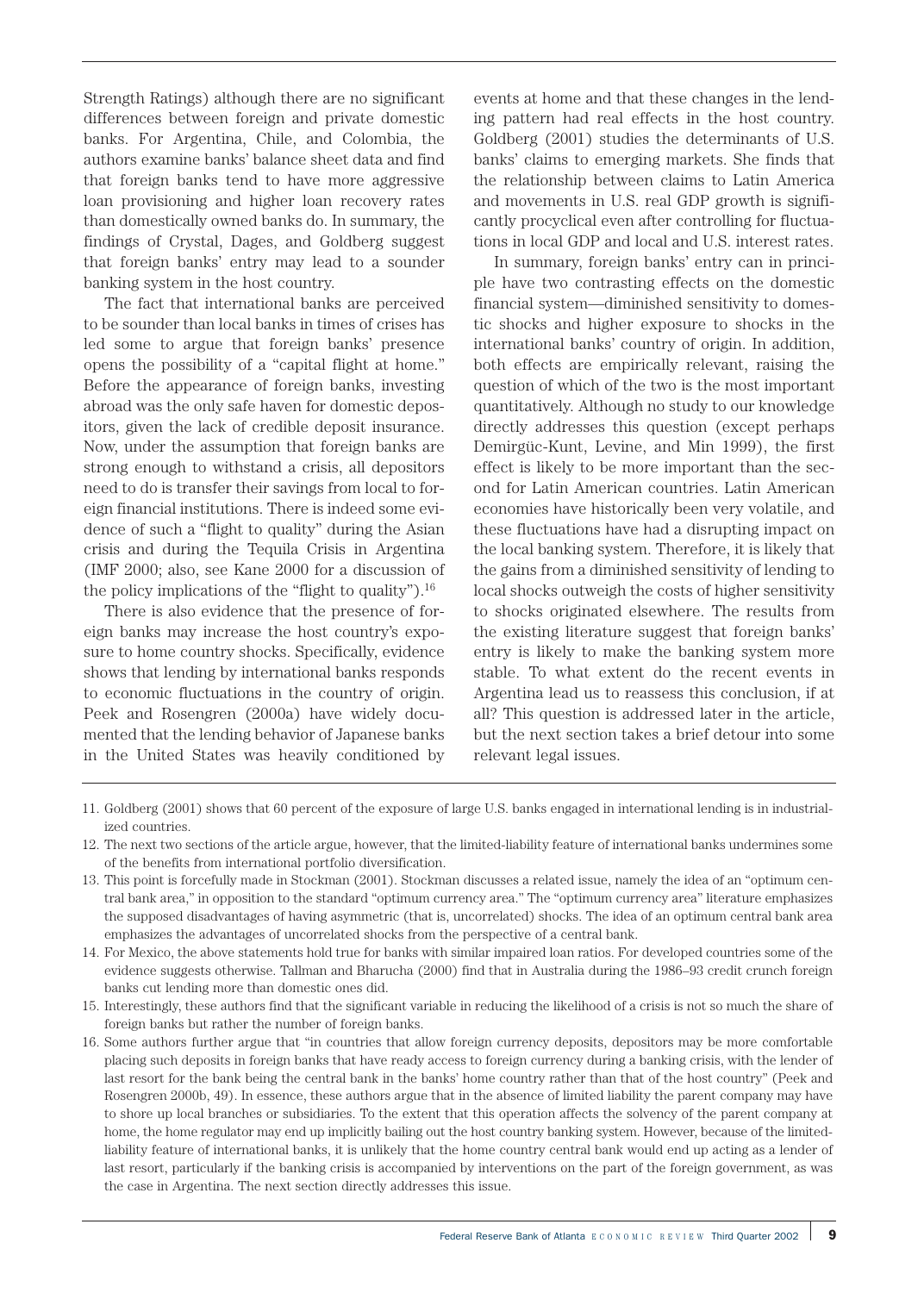Strength Ratings) although there are no significant differences between foreign and private domestic banks. For Argentina, Chile, and Colombia, the authors examine banks' balance sheet data and find that foreign banks tend to have more aggressive loan provisioning and higher loan recovery rates than domestically owned banks do. In summary, the findings of Crystal, Dages, and Goldberg suggest that foreign banks' entry may lead to a sounder banking system in the host country.

The fact that international banks are perceived to be sounder than local banks in times of crises has led some to argue that foreign banks' presence opens the possibility of a "capital flight at home." Before the appearance of foreign banks, investing abroad was the only safe haven for domestic depositors, given the lack of credible deposit insurance. Now, under the assumption that foreign banks are strong enough to withstand a crisis, all depositors need to do is transfer their savings from local to foreign financial institutions. There is indeed some evidence of such a "flight to quality" during the Asian crisis and during the Tequila Crisis in Argentina (IMF 2000; also, see Kane 2000 for a discussion of the policy implications of the "flight to quality").[16]

There is also evidence that the presence of foreign banks may increase the host country's exposure to home country shocks. Specifically, evidence shows that lending by international banks responds to economic fluctuations in the country of origin. Peek and Rosengren (2000a) have widely documented that the lending behavior of Japanese banks in the United States was heavily conditioned by events at home and that these changes in the lending pattern had real effects in the host country. Goldberg (2001) studies the determinants of U.S. banks' claims to emerging markets. She finds that the relationship between claims to Latin America and movements in U.S. real GDP growth is significantly procyclical even after controlling for fluctuations in local GDP and local and U.S. interest rates.

In summary, foreign banks' entry can in principle have two contrasting effects on the domestic financial system—diminished sensitivity to domestic shocks and higher exposure to shocks in the international banks' country of origin. In addition, both effects are empirically relevant, raising the question of which of the two is the most important quantitatively. Although no study to our knowledge directly addresses this question (except perhaps Demirgüc-Kunt, Levine, and Min 1999), the first effect is likely to be more important than the second for Latin American countries. Latin American economies have historically been very volatile, and these fluctuations have had a disrupting impact on the local banking system. Therefore, it is likely that the gains from a diminished sensitivity of lending to local shocks outweigh the costs of higher sensitivity to shocks originated elsewhere. The results from the existing literature suggest that foreign banks' entry is likely to make the banking system more stable. To what extent do the recent events in Argentina lead us to reassess this conclusion, if at all? This question is addressed later in the article, but the next section takes a brief detour into some relevant legal issues.

---

11. Goldberg (2001) shows that 60 percent of the exposure of large U.S. banks engaged in international lending is in industrialized countries.

12. The next two sections of the article argue, however, that the limited-liability feature of international banks undermines some of the benefits from international portfolio diversification.

13. This point is forcefully made in Stockman (2001). Stockman discusses a related issue, namely the idea of an "optimum central bank area," in opposition to the standard "optimum currency area." The "optimum currency area" literature emphasizes the supposed disadvantages of having asymmetric (that is, uncorrelated) shocks. The idea of an optimum central bank area emphasizes the advantages of uncorrelated shocks from the perspective of a central bank.

14. For Mexico, the above statements hold true for banks with similar impaired loan ratios. For developed countries some of the evidence suggests otherwise. Tallman and Bharucha (2000) find that in Australia during the 1986–93 credit crunch foreign banks cut lending more than domestic ones did.

15. Interestingly, these authors find that the significant variable in reducing the likelihood of a crisis is not so much the share of foreign banks but rather the number of foreign banks.

16. Some authors further argue that "in countries that allow foreign currency deposits, depositors may be more comfortable placing such deposits in foreign banks that have ready access to foreign currency during a banking crisis, with the lender of last resort for the bank being the central bank in the banks' home country rather than that of the host country" (Peek and Rosengren 2000b, 49). In essence, these authors argue that in the absence of limited liability the parent company may have to shore up local branches or subsidiaries. To the extent that this operation affects the solvency of the parent company at home, the home regulator may end up implicitly bailing out the host country banking system. However, because of the limited-liability feature of international banks, it is unlikely that the home country central bank would end up acting as a lender of last resort, particularly if the banking crisis is accompanied by interventions on the part of the foreign government, as was the case in Argentina. The next section directly addresses this issue.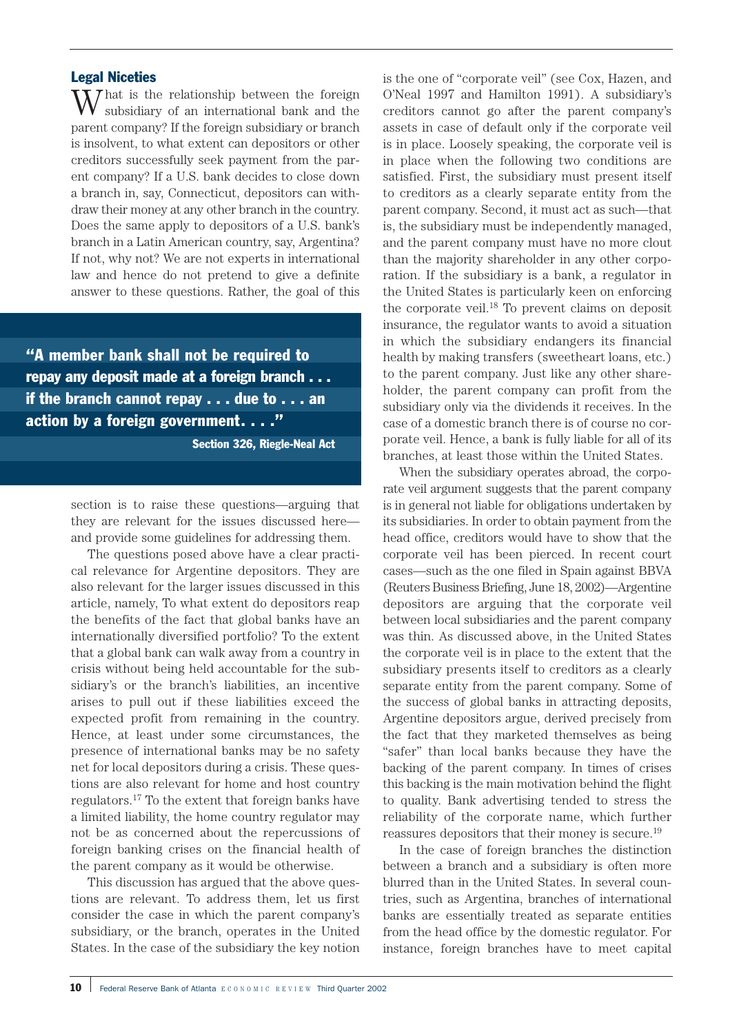## Legal Niceties

What is the relationship between the foreign subsidiary of an international bank and the parent company? If the foreign subsidiary or branch is insolvent, to what extent can depositors or other creditors successfully seek payment from the parent company? If a U.S. bank decides to close down a branch in, say, Connecticut, depositors can withdraw their money at any other branch in the country. Does the same apply to depositors of a U.S. bank's branch in a Latin American country, say, Argentina? If not, why not? We are not experts in international law and hence do not pretend to give a definite answer to these questions. Rather, the goal of this section is to raise these questions—arguing that they are relevant for the issues discussed here—and provide some guidelines for addressing them.

> **"A member bank shall not be required to repay any deposit made at a foreign branch . . . if the branch cannot repay . . . due to . . . an action by a foreign government. . . ."**
>
> **Section 326, Riegle-Neal Act**

The questions posed above have a clear practical relevance for Argentine depositors. They are also relevant for the larger issues discussed in this article, namely, To what extent do depositors reap the benefits of the fact that global banks have an internationally diversified portfolio? To the extent that a global bank can walk away from a country in crisis without being held accountable for the subsidiary's or the branch's liabilities, an incentive arises to pull out if these liabilities exceed the expected profit from remaining in the country. Hence, at least under some circumstances, the presence of international banks may be no safety net for local depositors during a crisis. These questions are also relevant for home and host country regulators.[17] To the extent that foreign banks have a limited liability, the home country regulator may not be as concerned about the repercussions of foreign banking crises on the financial health of the parent company as it would be otherwise.

This discussion has argued that the above questions are relevant. To address them, let us first consider the case in which the parent company's subsidiary, or the branch, operates in the United States. In the case of the subsidiary the key notion is the one of "corporate veil" (see Cox, Hazen, and O'Neal 1997 and Hamilton 1991). A subsidiary's creditors cannot go after the parent company's assets in case of default only if the corporate veil is in place. Loosely speaking, the corporate veil is in place when the following two conditions are satisfied. First, the subsidiary must present itself to creditors as a clearly separate entity from the parent company. Second, it must act as such—that is, the subsidiary must be independently managed, and the parent company must have no more clout than the majority shareholder in any other corporation. If the subsidiary is a bank, a regulator in the United States is particularly keen on enforcing the corporate veil.[18] To prevent claims on deposit insurance, the regulator wants to avoid a situation in which the subsidiary endangers its financial health by making transfers (sweetheart loans, etc.) to the parent company. Just like any other shareholder, the parent company can profit from the subsidiary only via the dividends it receives. In the case of a domestic branch there is of course no corporate veil. Hence, a bank is fully liable for all of its branches, at least those within the United States.

When the subsidiary operates abroad, the corporate veil argument suggests that the parent company is in general not liable for obligations undertaken by its subsidiaries. In order to obtain payment from the head office, creditors would have to show that the corporate veil has been pierced. In recent court cases—such as the one filed in Spain against BBVA (Reuters Business Briefing, June 18, 2002)—Argentine depositors are arguing that the corporate veil between local subsidiaries and the parent company was thin. As discussed above, in the United States the corporate veil is in place to the extent that the subsidiary presents itself to creditors as a clearly separate entity from the parent company. Some of the success of global banks in attracting deposits, Argentine depositors argue, derived precisely from the fact that they marketed themselves as being "safer" than local banks because they have the backing of the parent company. In times of crises this backing is the main motivation behind the flight to quality. Bank advertising tended to stress the reliability of the corporate name, which further reassures depositors that their money is secure.[19]

In the case of foreign branches the distinction between a branch and a subsidiary is often more blurred than in the United States. In several countries, such as Argentina, branches of international banks are essentially treated as separate entities from the head office by the domestic regulator. For instance, foreign branches have to meet capital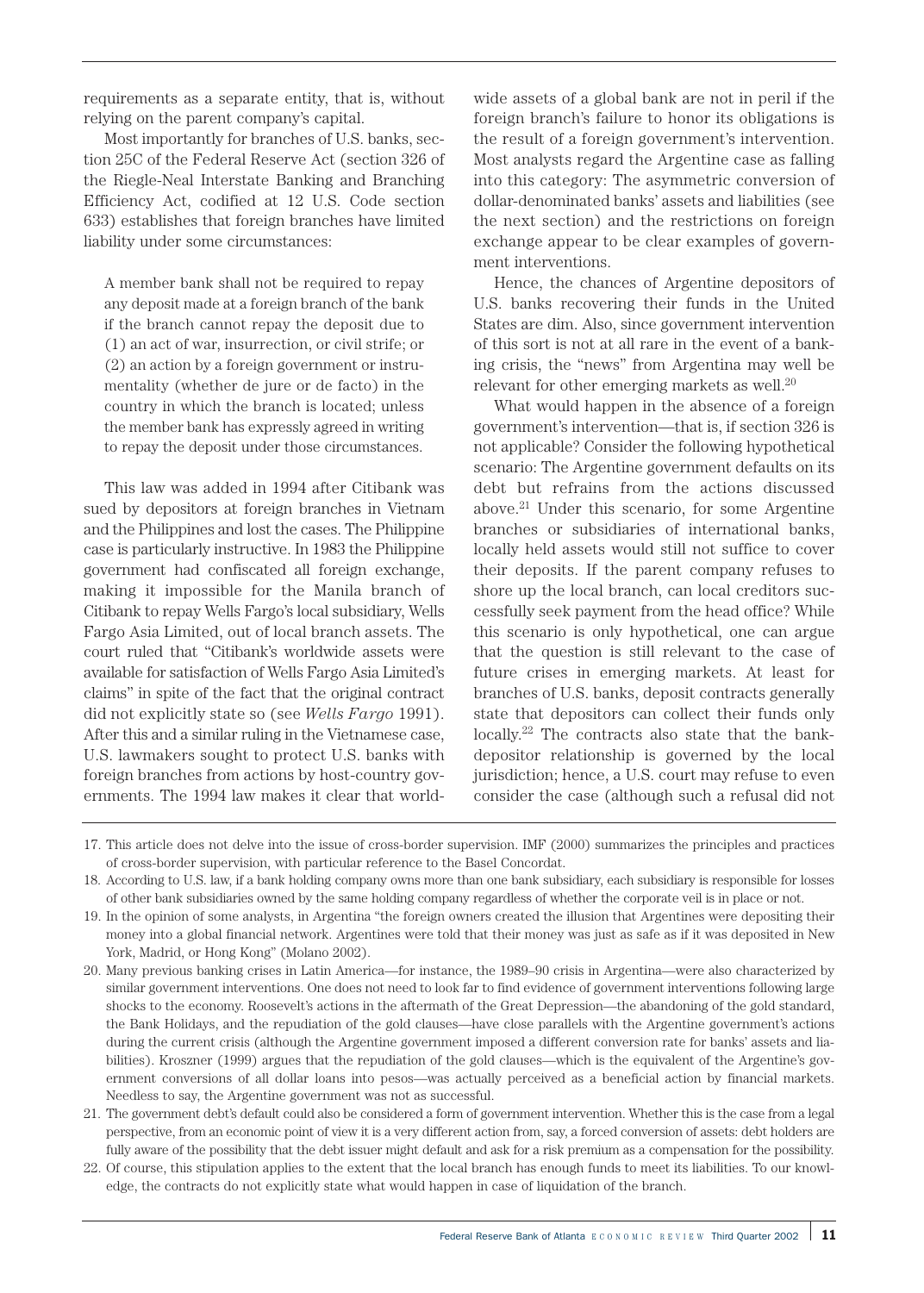requirements as a separate entity, that is, without relying on the parent company's capital.

Most importantly for branches of U.S. banks, section 25C of the Federal Reserve Act (section 326 of the Riegle-Neal Interstate Banking and Branching Efficiency Act, codified at 12 U.S. Code section 633) establishes that foreign branches have limited liability under some circumstances:

> A member bank shall not be required to repay any deposit made at a foreign branch of the bank if the branch cannot repay the deposit due to (1) an act of war, insurrection, or civil strife; or (2) an action by a foreign government or instrumentality (whether de jure or de facto) in the country in which the branch is located; unless the member bank has expressly agreed in writing to repay the deposit under those circumstances.

This law was added in 1994 after Citibank was sued by depositors at foreign branches in Vietnam and the Philippines and lost the cases. The Philippine case is particularly instructive. In 1983 the Philippine government had confiscated all foreign exchange, making it impossible for the Manila branch of Citibank to repay Wells Fargo's local subsidiary, Wells Fargo Asia Limited, out of local branch assets. The court ruled that "Citibank's worldwide assets were available for satisfaction of Wells Fargo Asia Limited's claims" in spite of the fact that the original contract did not explicitly state so (see *Wells Fargo* 1991). After this and a similar ruling in the Vietnamese case, U.S. lawmakers sought to protect U.S. banks with foreign branches from actions by host-country governments. The 1994 law makes it clear that worldwide assets of a global bank are not in peril if the foreign branch's failure to honor its obligations is the result of a foreign government's intervention. Most analysts regard the Argentine case as falling into this category: The asymmetric conversion of dollar-denominated banks' assets and liabilities (see the next section) and the restrictions on foreign exchange appear to be clear examples of government interventions.

Hence, the chances of Argentine depositors of U.S. banks recovering their funds in the United States are dim. Also, since government intervention of this sort is not at all rare in the event of a banking crisis, the "news" from Argentina may well be relevant for other emerging markets as well.[20]

What would happen in the absence of a foreign government's intervention—that is, if section 326 is not applicable? Consider the following hypothetical scenario: The Argentine government defaults on its debt but refrains from the actions discussed above.[21] Under this scenario, for some Argentine branches or subsidiaries of international banks, locally held assets would still not suffice to cover their deposits. If the parent company refuses to shore up the local branch, can local creditors successfully seek payment from the head office? While this scenario is only hypothetical, one can argue that the question is still relevant to the case of future crises in emerging markets. At least for branches of U.S. banks, deposit contracts generally state that depositors can collect their funds only locally.[22] The contracts also state that the bank-depositor relationship is governed by the local jurisdiction; hence, a U.S. court may refuse to even consider the case (although such a refusal did not

---

17. This article does not delve into the issue of cross-border supervision. IMF (2000) summarizes the principles and practices of cross-border supervision, with particular reference to the Basel Concordat.
18. According to U.S. law, if a bank holding company owns more than one bank subsidiary, each subsidiary is responsible for losses of other bank subsidiaries owned by the same holding company regardless of whether the corporate veil is in place or not.
19. In the opinion of some analysts, in Argentina "the foreign owners created the illusion that Argentines were depositing their money into a global financial network. Argentines were told that their money was just as safe as if it was deposited in New York, Madrid, or Hong Kong" (Molano 2002).
20. Many previous banking crises in Latin America—for instance, the 1989–90 crisis in Argentina—were also characterized by similar government interventions. One does not need to look far to find evidence of government interventions following large shocks to the economy. Roosevelt's actions in the aftermath of the Great Depression—the abandoning of the gold standard, the Bank Holidays, and the repudiation of the gold clauses—have close parallels with the Argentine government's actions during the current crisis (although the Argentine government imposed a different conversion rate for banks' assets and liabilities). Kroszner (1999) argues that the repudiation of the gold clauses—which is the equivalent of the Argentine's government conversions of all dollar loans into pesos—was actually perceived as a beneficial action by financial markets. Needless to say, the Argentine government was not as successful.
21. The government debt's default could also be considered a form of government intervention. Whether this is the case from a legal perspective, from an economic point of view it is a very different action from, say, a forced conversion of assets: debt holders are fully aware of the possibility that the debt issuer might default and ask for a risk premium as a compensation for the possibility.
22. Of course, this stipulation applies to the extent that the local branch has enough funds to meet its liabilities. To our knowledge, the contracts do not explicitly state what would happen in case of liquidation of the branch.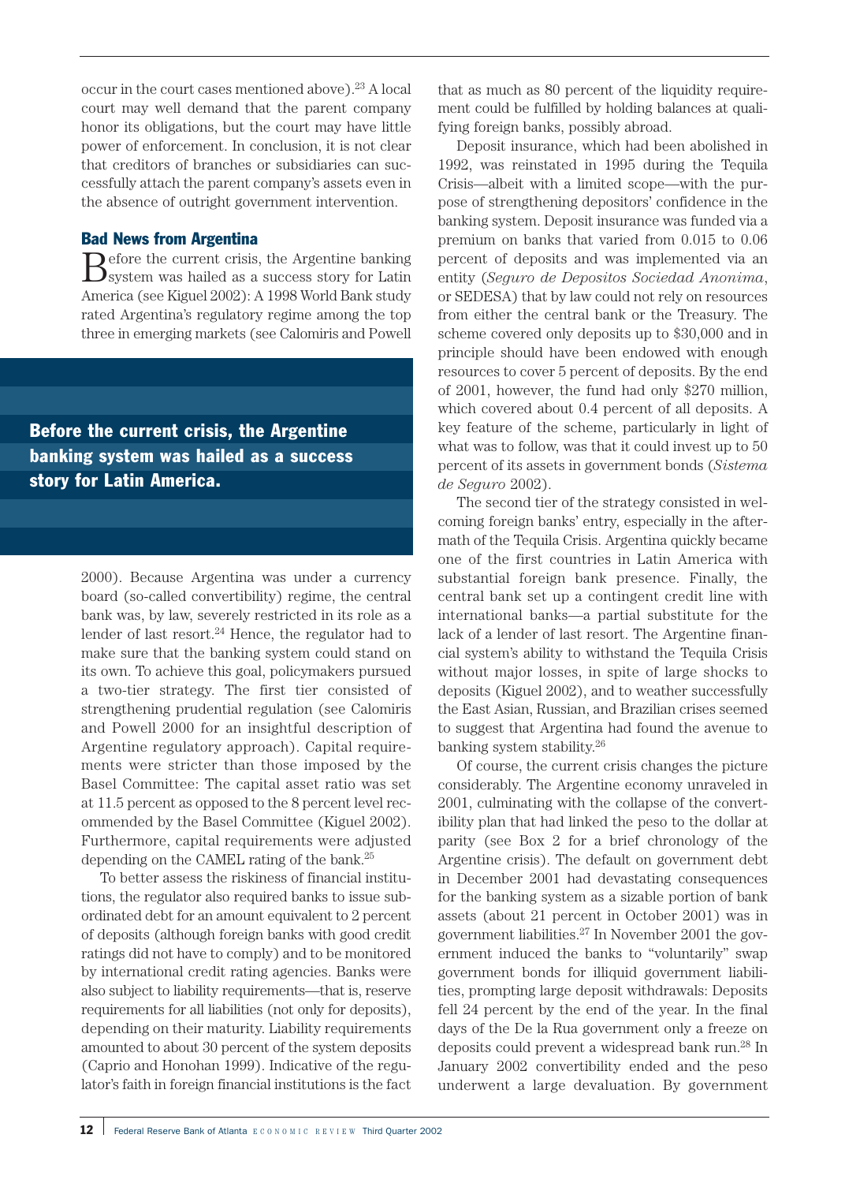occur in the court cases mentioned above).[23] A local court may well demand that the parent company honor its obligations, but the court may have little power of enforcement. In conclusion, it is not clear that creditors of branches or subsidiaries can successfully attach the parent company's assets even in the absence of outright government intervention.

## Bad News from Argentina

Before the current crisis, the Argentine banking system was hailed as a success story for Latin America (see Kiguel 2002): A 1998 World Bank study rated Argentina's regulatory regime among the top three in emerging markets (see Calomiris and Powell 2000). Because Argentina was under a currency board (so-called convertibility) regime, the central bank was, by law, severely restricted in its role as a lender of last resort.[24] Hence, the regulator had to make sure that the banking system could stand on its own. To achieve this goal, policymakers pursued a two-tier strategy. The first tier consisted of strengthening prudential regulation (see Calomiris and Powell 2000 for an insightful description of Argentine regulatory approach). Capital requirements were stricter than those imposed by the Basel Committee: The capital asset ratio was set at 11.5 percent as opposed to the 8 percent level recommended by the Basel Committee (Kiguel 2002). Furthermore, capital requirements were adjusted depending on the CAMEL rating of the bank.[25]

**Before the current crisis, the Argentine banking system was hailed as a success story for Latin America.**

To better assess the riskiness of financial institutions, the regulator also required banks to issue subordinated debt for an amount equivalent to 2 percent of deposits (although foreign banks with good credit ratings did not have to comply) and to be monitored by international credit rating agencies. Banks were also subject to liability requirements—that is, reserve requirements for all liabilities (not only for deposits), depending on their maturity. Liability requirements amounted to about 30 percent of the system deposits (Caprio and Honohan 1999). Indicative of the regulator's faith in foreign financial institutions is the fact that as much as 80 percent of the liquidity requirement could be fulfilled by holding balances at qualifying foreign banks, possibly abroad.

Deposit insurance, which had been abolished in 1992, was reinstated in 1995 during the Tequila Crisis—albeit with a limited scope—with the purpose of strengthening depositors' confidence in the banking system. Deposit insurance was funded via a premium on banks that varied from 0.015 to 0.06 percent of deposits and was implemented via an entity (*Seguro de Depositos Sociedad Anonima*, or SEDESA) that by law could not rely on resources from either the central bank or the Treasury. The scheme covered only deposits up to $30,000 and in principle should have been endowed with enough resources to cover 5 percent of deposits. By the end of 2001, however, the fund had only $270 million, which covered about 0.4 percent of all deposits. A key feature of the scheme, particularly in light of what was to follow, was that it could invest up to 50 percent of its assets in government bonds (*Sistema de Seguro* 2002).

The second tier of the strategy consisted in welcoming foreign banks' entry, especially in the aftermath of the Tequila Crisis. Argentina quickly became one of the first countries in Latin America with substantial foreign bank presence. Finally, the central bank set up a contingent credit line with international banks—a partial substitute for the lack of a lender of last resort. The Argentine financial system's ability to withstand the Tequila Crisis without major losses, in spite of large shocks to deposits (Kiguel 2002), and to weather successfully the East Asian, Russian, and Brazilian crises seemed to suggest that Argentina had found the avenue to banking system stability.[26]

Of course, the current crisis changes the picture considerably. The Argentine economy unraveled in 2001, culminating with the collapse of the convertibility plan that had linked the peso to the dollar at parity (see Box 2 for a brief chronology of the Argentine crisis). The default on government debt in December 2001 had devastating consequences for the banking system as a sizable portion of bank assets (about 21 percent in October 2001) was in government liabilities.[27] In November 2001 the government induced the banks to "voluntarily" swap government bonds for illiquid government liabilities, prompting large deposit withdrawals: Deposits fell 24 percent by the end of the year. In the final days of the De la Rua government only a freeze on deposits could prevent a widespread bank run.[28] In January 2002 convertibility ended and the peso underwent a large devaluation. By government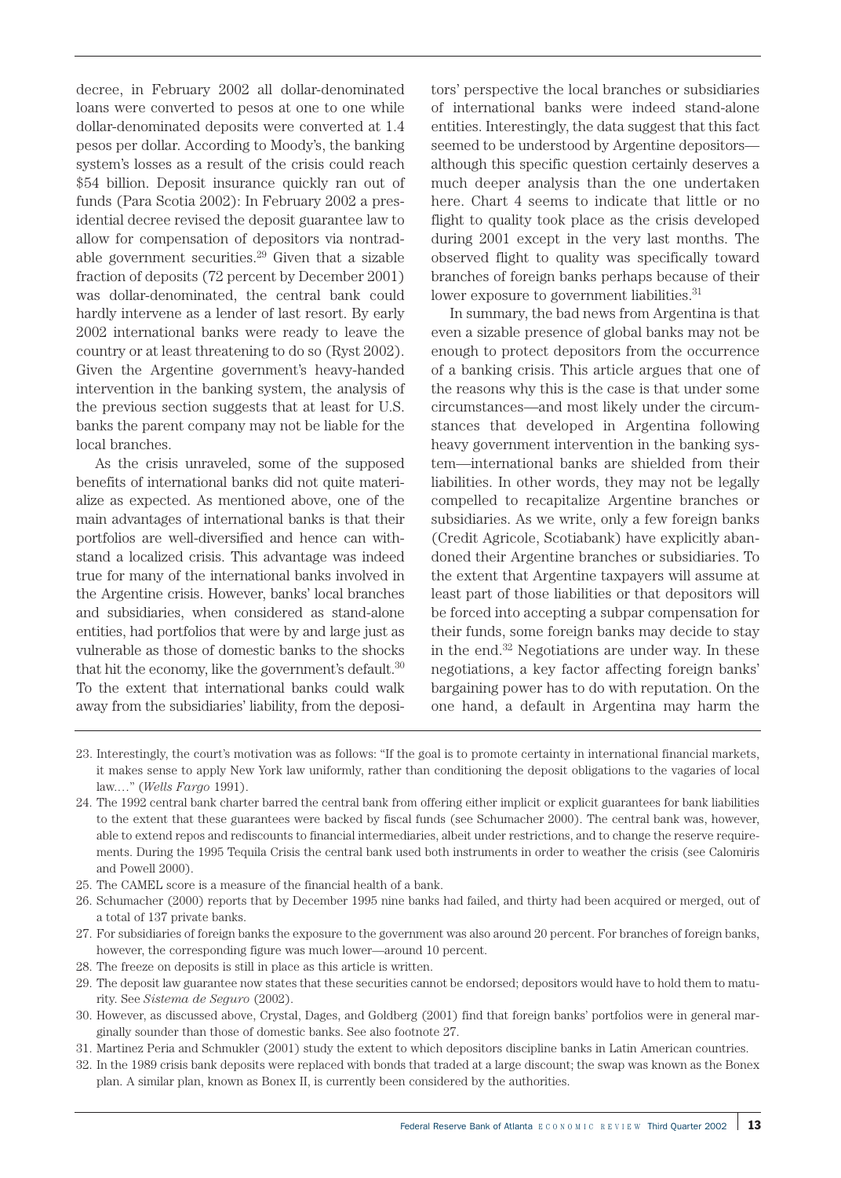decree, in February 2002 all dollar-denominated loans were converted to pesos at one to one while dollar-denominated deposits were converted at 1.4 pesos per dollar. According to Moody's, the banking system's losses as a result of the crisis could reach $54 billion. Deposit insurance quickly ran out of funds (Para Scotia 2002): In February 2002 a presidential decree revised the deposit guarantee law to allow for compensation of depositors via nontradable government securities.[29] Given that a sizable fraction of deposits (72 percent by December 2001) was dollar-denominated, the central bank could hardly intervene as a lender of last resort. By early 2002 international banks were ready to leave the country or at least threatening to do so (Ryst 2002). Given the Argentine government's heavy-handed intervention in the banking system, the analysis of the previous section suggests that at least for U.S. banks the parent company may not be liable for the local branches.

As the crisis unraveled, some of the supposed benefits of international banks did not quite materialize as expected. As mentioned above, one of the main advantages of international banks is that their portfolios are well-diversified and hence can withstand a localized crisis. This advantage was indeed true for many of the international banks involved in the Argentine crisis. However, banks' local branches and subsidiaries, when considered as stand-alone entities, had portfolios that were by and large just as vulnerable as those of domestic banks to the shocks that hit the economy, like the government's default.[30] To the extent that international banks could walk away from the subsidiaries' liability, from the depositors' perspective the local branches or subsidiaries of international banks were indeed stand-alone entities. Interestingly, the data suggest that this fact seemed to be understood by Argentine depositors—although this specific question certainly deserves a much deeper analysis than the one undertaken here. Chart 4 seems to indicate that little or no flight to quality took place as the crisis developed during 2001 except in the very last months. The observed flight to quality was specifically toward branches of foreign banks perhaps because of their lower exposure to government liabilities.[31]

In summary, the bad news from Argentina is that even a sizable presence of global banks may not be enough to protect depositors from the occurrence of a banking crisis. This article argues that one of the reasons why this is the case is that under some circumstances—and most likely under the circumstances that developed in Argentina following heavy government intervention in the banking system—international banks are shielded from their liabilities. In other words, they may not be legally compelled to recapitalize Argentine branches or subsidiaries. As we write, only a few foreign banks (Credit Agricole, Scotiabank) have explicitly abandoned their Argentine branches or subsidiaries. To the extent that Argentine taxpayers will assume at least part of those liabilities or that depositors will be forced into accepting a subpar compensation for their funds, some foreign banks may decide to stay in the end.[32] Negotiations are under way. In these negotiations, a key factor affecting foreign banks' bargaining power has to do with reputation. On the one hand, a default in Argentina may harm the

---

23. Interestingly, the court's motivation was as follows: "If the goal is to promote certainty in international financial markets, it makes sense to apply New York law uniformly, rather than conditioning the deposit obligations to the vagaries of local law...." (*Wells Fargo* 1991).
24. The 1992 central bank charter barred the central bank from offering either implicit or explicit guarantees for bank liabilities to the extent that these guarantees were backed by fiscal funds (see Schumacher 2000). The central bank was, however, able to extend repos and rediscounts to financial intermediaries, albeit under restrictions, and to change the reserve requirements. During the 1995 Tequila Crisis the central bank used both instruments in order to weather the crisis (see Calomiris and Powell 2000).
25. The CAMEL score is a measure of the financial health of a bank.
26. Schumacher (2000) reports that by December 1995 nine banks had failed, and thirty had been acquired or merged, out of a total of 137 private banks.
27. For subsidiaries of foreign banks the exposure to the government was also around 20 percent. For branches of foreign banks, however, the corresponding figure was much lower—around 10 percent.
28. The freeze on deposits is still in place as this article is written.
29. The deposit law guarantee now states that these securities cannot be endorsed; depositors would have to hold them to maturity. See *Sistema de Seguro* (2002).
30. However, as discussed above, Crystal, Dages, and Goldberg (2001) find that foreign banks' portfolios were in general marginally sounder than those of domestic banks. See also footnote 27.
31. Martinez Peria and Schmukler (2001) study the extent to which depositors discipline banks in Latin American countries.
32. In the 1989 crisis bank deposits were replaced with bonds that traded at a large discount; the swap was known as the Bonex plan. A similar plan, known as Bonex II, is currently been considered by the authorities.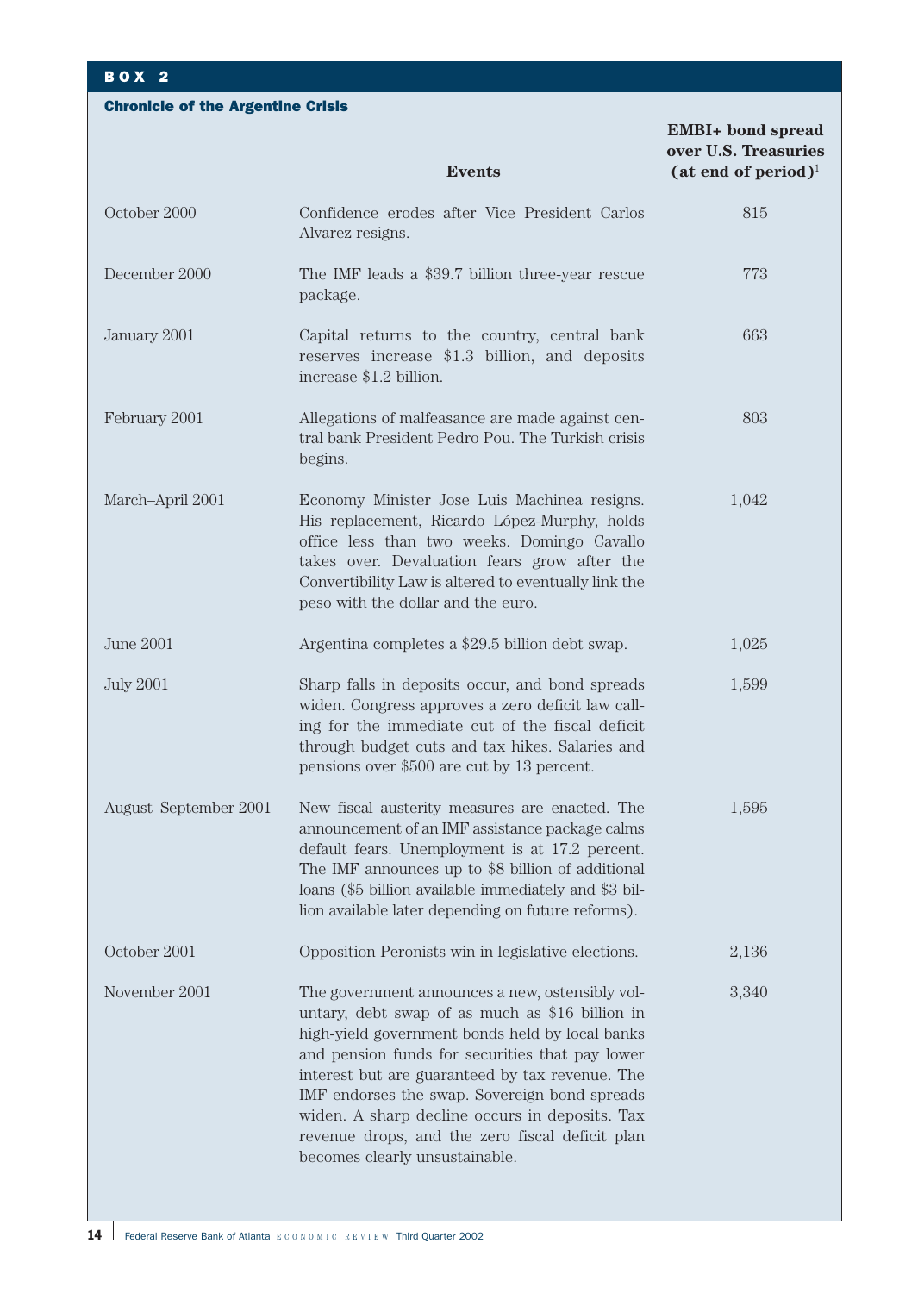## BOX 2

### Chronicle of the Argentine Crisis

| | Events | EMBI+ bond spread over U.S. Treasuries (at end of period)[1] |
|---|---|---|
| October 2000 | Confidence erodes after Vice President Carlos Alvarez resigns. | 815 |
| December 2000 | The IMF leads a $39.7 billion three-year rescue package. | 773 |
| January 2001 | Capital returns to the country, central bank reserves increase $1.3 billion, and deposits increase $1.2 billion. | 663 |
| February 2001 | Allegations of malfeasance are made against central bank President Pedro Pou. The Turkish crisis begins. | 803 |
| March–April 2001 | Economy Minister Jose Luis Machinea resigns. His replacement, Ricardo López-Murphy, holds office less than two weeks. Domingo Cavallo takes over. Devaluation fears grow after the Convertibility Law is altered to eventually link the peso with the dollar and the euro. | 1,042 |
| June 2001 | Argentina completes a $29.5 billion debt swap. | 1,025 |
| July 2001 | Sharp falls in deposits occur, and bond spreads widen. Congress approves a zero deficit law calling for the immediate cut of the fiscal deficit through budget cuts and tax hikes. Salaries and pensions over $500 are cut by 13 percent. | 1,599 |
| August–September 2001 | New fiscal austerity measures are enacted. The announcement of an IMF assistance package calms default fears. Unemployment is at 17.2 percent. The IMF announces up to $8 billion of additional loans ($5 billion available immediately and $3 billion available later depending on future reforms). | 1,595 |
| October 2001 | Opposition Peronists win in legislative elections. | 2,136 |
| November 2001 | The government announces a new, ostensibly voluntary, debt swap of as much as $16 billion in high-yield government bonds held by local banks and pension funds for securities that pay lower interest but are guaranteed by tax revenue. The IMF endorses the swap. Sovereign bond spreads widen. A sharp decline occurs in deposits. Tax revenue drops, and the zero fiscal deficit plan becomes clearly unsustainable. | 3,340 |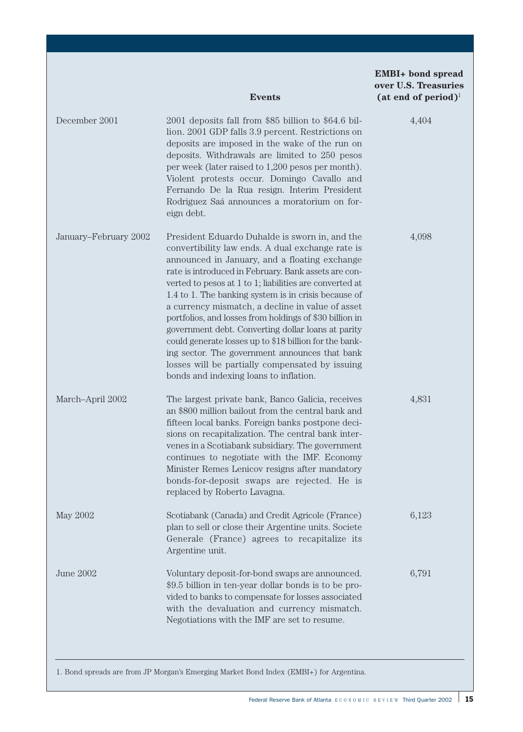| | Events | EMBI+ bond spread over U.S. Treasuries (at end of period)[1] |
|---|---|---|
| December 2001 | 2001 deposits fall from $85 billion to $64.6 billion. 2001 GDP falls 3.9 percent. Restrictions on deposits are imposed in the wake of the run on deposits. Withdrawals are limited to 250 pesos per week (later raised to 1,200 pesos per month). Violent protests occur. Domingo Cavallo and Fernando De la Rua resign. Interim President Rodriguez Saá announces a moratorium on foreign debt. | 4,404 |
| January–February 2002 | President Eduardo Duhalde is sworn in, and the convertibility law ends. A dual exchange rate is announced in January, and a floating exchange rate is introduced in February. Bank assets are converted to pesos at 1 to 1; liabilities are converted at 1.4 to 1. The banking system is in crisis because of a currency mismatch, a decline in value of asset portfolios, and losses from holdings of $30 billion in government debt. Converting dollar loans at parity could generate losses up to $18 billion for the banking sector. The government announces that bank losses will be partially compensated by issuing bonds and indexing loans to inflation. | 4,098 |
| March–April 2002 | The largest private bank, Banco Galicia, receives an $800 million bailout from the central bank and fifteen local banks. Foreign banks postpone decisions on recapitalization. The central bank intervenes in a Scotiabank subsidiary. The government continues to negotiate with the IMF. Economy Minister Remes Lenicov resigns after mandatory bonds-for-deposit swaps are rejected. He is replaced by Roberto Lavagna. | 4,831 |
| May 2002 | Scotiabank (Canada) and Credit Agricole (France) plan to sell or close their Argentine units. Societe Generale (France) agrees to recapitalize its Argentine unit. | 6,123 |
| June 2002 | Voluntary deposit-for-bond swaps are announced. $9.5 billion in ten-year dollar bonds is to be provided to banks to compensate for losses associated with the devaluation and currency mismatch. Negotiations with the IMF are set to resume. | 6,791 |

1. Bond spreads are from JP Morgan's Emerging Market Bond Index (EMBI+) for Argentina.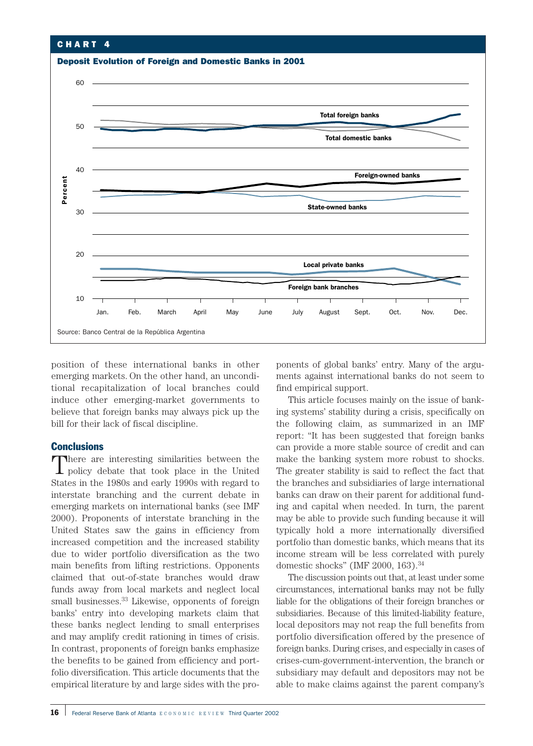**CHART 4**

**Deposit Evolution of Foreign and Domestic Banks in 2001**

Source: Banco Central de la República Argentina

position of these international banks in other emerging markets. On the other hand, an unconditional recapitalization of local branches could induce other emerging-market governments to believe that foreign banks may always pick up the bill for their lack of fiscal discipline.

## Conclusions

There are interesting similarities between the policy debate that took place in the United States in the 1980s and early 1990s with regard to interstate branching and the current debate in emerging markets on international banks (see IMF 2000). Proponents of interstate branching in the United States saw the gains in efficiency from increased competition and the increased stability due to wider portfolio diversification as the two main benefits from lifting restrictions. Opponents claimed that out-of-state branches would draw funds away from local markets and neglect local small businesses.[33] Likewise, opponents of foreign banks' entry into developing markets claim that these banks neglect lending to small enterprises and may amplify credit rationing in times of crisis. In contrast, proponents of foreign banks emphasize the benefits to be gained from efficiency and portfolio diversification. This article documents that the empirical literature by and large sides with the proponents of global banks' entry. Many of the arguments against international banks do not seem to find empirical support.

This article focuses mainly on the issue of banking systems' stability during a crisis, specifically on the following claim, as summarized in an IMF report: "It has been suggested that foreign banks can provide a more stable source of credit and can make the banking system more robust to shocks. The greater stability is said to reflect the fact that the branches and subsidiaries of large international banks can draw on their parent for additional funding and capital when needed. In turn, the parent may be able to provide such funding because it will typically hold a more internationally diversified portfolio than domestic banks, which means that its income stream will be less correlated with purely domestic shocks" (IMF 2000, 163).[34]

The discussion points out that, at least under some circumstances, international banks may not be fully liable for the obligations of their foreign branches or subsidiaries. Because of this limited-liability feature, local depositors may not reap the full benefits from portfolio diversification offered by the presence of foreign banks. During crises, and especially in cases of crises-cum-government-intervention, the branch or subsidiary may default and depositors may not be able to make claims against the parent company's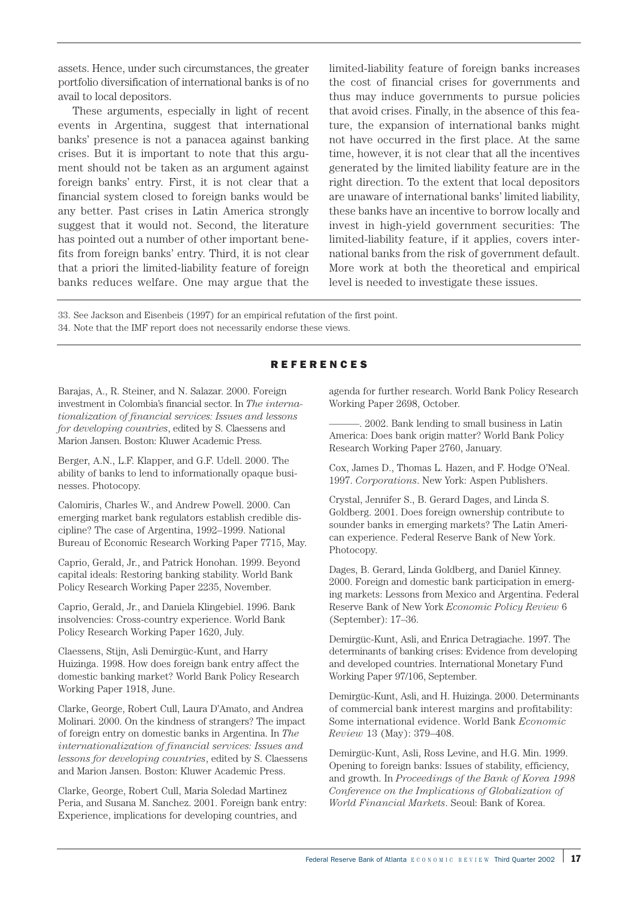assets. Hence, under such circumstances, the greater portfolio diversification of international banks is of no avail to local depositors.

These arguments, especially in light of recent events in Argentina, suggest that international banks' presence is not a panacea against banking crises. But it is important to note that this argument should not be taken as an argument against foreign banks' entry. First, it is not clear that a financial system closed to foreign banks would be any better. Past crises in Latin America strongly suggest that it would not. Second, the literature has pointed out a number of other important benefits from foreign banks' entry. Third, it is not clear that a priori the limited-liability feature of foreign banks reduces welfare. One may argue that the limited-liability feature of foreign banks increases the cost of financial crises for governments and thus may induce governments to pursue policies that avoid crises. Finally, in the absence of this feature, the expansion of international banks might not have occurred in the first place. At the same time, however, it is not clear that all the incentives generated by the limited liability feature are in the right direction. To the extent that local depositors are unaware of international banks' limited liability, these banks have an incentive to borrow locally and invest in high-yield government securities: The limited-liability feature, if it applies, covers international banks from the risk of government default. More work at both the theoretical and empirical level is needed to investigate these issues.

33. See Jackson and Eisenbeis (1997) for an empirical refutation of the first point.

34. Note that the IMF report does not necessarily endorse these views.

## REFERENCES

Barajas, A., R. Steiner, and N. Salazar. 2000. Foreign investment in Colombia's financial sector. In *The internationalization of financial services: Issues and lessons for developing countries*, edited by S. Claessens and Marion Jansen. Boston: Kluwer Academic Press.

Berger, A.N., L.F. Klapper, and G.F. Udell. 2000. The ability of banks to lend to informationally opaque businesses. Photocopy.

Calomiris, Charles W., and Andrew Powell. 2000. Can emerging market bank regulators establish credible discipline? The case of Argentina, 1992–1999. National Bureau of Economic Research Working Paper 7715, May.

Caprio, Gerald, Jr., and Patrick Honohan. 1999. Beyond capital ideals: Restoring banking stability. World Bank Policy Research Working Paper 2235, November.

Caprio, Gerald, Jr., and Daniela Klingebiel. 1996. Bank insolvencies: Cross-country experience. World Bank Policy Research Working Paper 1620, July.

Claessens, Stijn, Asli Demirgüc-Kunt, and Harry Huizinga. 1998. How does foreign bank entry affect the domestic banking market? World Bank Policy Research Working Paper 1918, June.

Clarke, George, Robert Cull, Laura D'Amato, and Andrea Molinari. 2000. On the kindness of strangers? The impact of foreign entry on domestic banks in Argentina. In *The internationalization of financial services: Issues and lessons for developing countries*, edited by S. Claessens and Marion Jansen. Boston: Kluwer Academic Press.

Clarke, George, Robert Cull, Maria Soledad Martinez Peria, and Susana M. Sanchez. 2001. Foreign bank entry: Experience, implications for developing countries, and agenda for further research. World Bank Policy Research Working Paper 2698, October.

———. 2002. Bank lending to small business in Latin America: Does bank origin matter? World Bank Policy Research Working Paper 2760, January.

Cox, James D., Thomas L. Hazen, and F. Hodge O'Neal. 1997. *Corporations*. New York: Aspen Publishers.

Crystal, Jennifer S., B. Gerard Dages, and Linda S. Goldberg. 2001. Does foreign ownership contribute to sounder banks in emerging markets? The Latin American experience. Federal Reserve Bank of New York. Photocopy.

Dages, B. Gerard, Linda Goldberg, and Daniel Kinney. 2000. Foreign and domestic bank participation in emerging markets: Lessons from Mexico and Argentina. Federal Reserve Bank of New York *Economic Policy Review* 6 (September): 17–36.

Demirgüc-Kunt, Asli, and Enrica Detragiache. 1997. The determinants of banking crises: Evidence from developing and developed countries. International Monetary Fund Working Paper 97/106, September.

Demirgüc-Kunt, Asli, and H. Huizinga. 2000. Determinants of commercial bank interest margins and profitability: Some international evidence. World Bank *Economic Review* 13 (May): 379–408.

Demirgüc-Kunt, Asli, Ross Levine, and H.G. Min. 1999. Opening to foreign banks: Issues of stability, efficiency, and growth. In *Proceedings of the Bank of Korea 1998 Conference on the Implications of Globalization of World Financial Markets*. Seoul: Bank of Korea.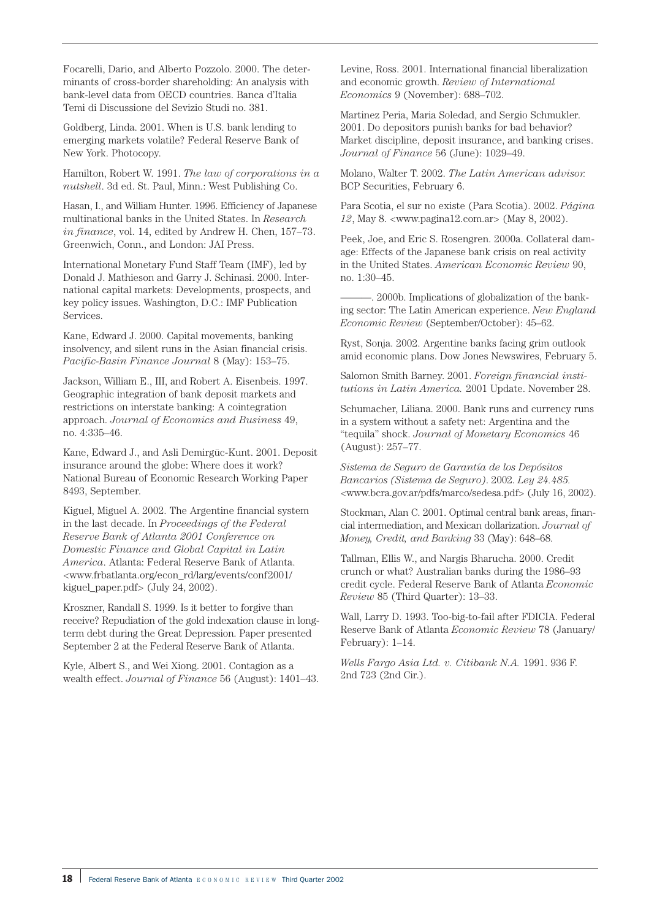Focarelli, Dario, and Alberto Pozzolo. 2000. The determinants of cross-border shareholding: An analysis with bank-level data from OECD countries. Banca d'Italia Temi di Discussione del Sevizio Studi no. 381.

Goldberg, Linda. 2001. When is U.S. bank lending to emerging markets volatile? Federal Reserve Bank of New York. Photocopy.

Hamilton, Robert W. 1991. *The law of corporations in a nutshell*. 3d ed. St. Paul, Minn.: West Publishing Co.

Hasan, I., and William Hunter. 1996. Efficiency of Japanese multinational banks in the United States. In *Research in finance*, vol. 14, edited by Andrew H. Chen, 157–73. Greenwich, Conn., and London: JAI Press.

International Monetary Fund Staff Team (IMF), led by Donald J. Mathieson and Garry J. Schinasi. 2000. International capital markets: Developments, prospects, and key policy issues. Washington, D.C.: IMF Publication Services.

Kane, Edward J. 2000. Capital movements, banking insolvency, and silent runs in the Asian financial crisis. *Pacific-Basin Finance Journal* 8 (May): 153–75.

Jackson, William E., III, and Robert A. Eisenbeis. 1997. Geographic integration of bank deposit markets and restrictions on interstate banking: A cointegration approach. *Journal of Economics and Business* 49, no. 4:335–46.

Kane, Edward J., and Asli Demirgüc-Kunt. 2001. Deposit insurance around the globe: Where does it work? National Bureau of Economic Research Working Paper 8493, September.

Kiguel, Miguel A. 2002. The Argentine financial system in the last decade. In *Proceedings of the Federal Reserve Bank of Atlanta 2001 Conference on Domestic Finance and Global Capital in Latin America*. Atlanta: Federal Reserve Bank of Atlanta. <www.frbatlanta.org/econ_rd/larg/events/conf2001/kiguel_paper.pdf> (July 24, 2002).

Kroszner, Randall S. 1999. Is it better to forgive than receive? Repudiation of the gold indexation clause in long-term debt during the Great Depression. Paper presented September 2 at the Federal Reserve Bank of Atlanta.

Kyle, Albert S., and Wei Xiong. 2001. Contagion as a wealth effect. *Journal of Finance* 56 (August): 1401–43.

Levine, Ross. 2001. International financial liberalization and economic growth. *Review of International Economics* 9 (November): 688–702.

Martinez Peria, Maria Soledad, and Sergio Schmukler. 2001. Do depositors punish banks for bad behavior? Market discipline, deposit insurance, and banking crises. *Journal of Finance* 56 (June): 1029–49.

Molano, Walter T. 2002. *The Latin American advisor.* BCP Securities, February 6.

Para Scotia, el sur no existe (Para Scotia). 2002. *Página 12*, May 8. <www.pagina12.com.ar> (May 8, 2002).

Peek, Joe, and Eric S. Rosengren. 2000a. Collateral damage: Effects of the Japanese bank crisis on real activity in the United States. *American Economic Review* 90, no. 1:30–45.

———. 2000b. Implications of globalization of the banking sector: The Latin American experience. *New England Economic Review* (September/October): 45–62.

Ryst, Sonja. 2002. Argentine banks facing grim outlook amid economic plans. Dow Jones Newswires, February 5.

Salomon Smith Barney. 2001. *Foreign financial institutions in Latin America.* 2001 Update. November 28.

Schumacher, Liliana. 2000. Bank runs and currency runs in a system without a safety net: Argentina and the "tequila" shock. *Journal of Monetary Economics* 46 (August): 257–77.

*Sistema de Seguro de Garantía de los Depósitos Bancarios (Sistema de Seguro)*. 2002. *Ley 24.485.* <www.bcra.gov.ar/pdfs/marco/sedesa.pdf> (July 16, 2002).

Stockman, Alan C. 2001. Optimal central bank areas, financial intermediation, and Mexican dollarization. *Journal of Money, Credit, and Banking* 33 (May): 648–68.

Tallman, Ellis W., and Nargis Bharucha. 2000. Credit crunch or what? Australian banks during the 1986–93 credit cycle. Federal Reserve Bank of Atlanta *Economic Review* 85 (Third Quarter): 13–33.

Wall, Larry D. 1993. Too-big-to-fail after FDICIA. Federal Reserve Bank of Atlanta *Economic Review* 78 (January/February): 1–14.

*Wells Fargo Asia Ltd. v. Citibank N.A.* 1991. 936 F. 2nd 723 (2nd Cir.).